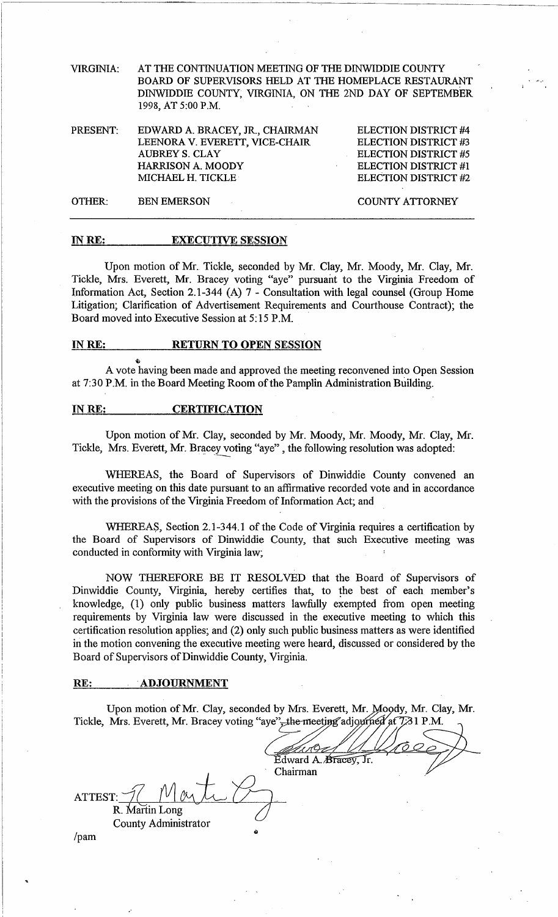VIRGINIA: AT THE CONTINUATION MEETING OF THE DINWIDDIE COUNTY BOARD OF SUPERVISORS HELD AT THE HOMEPLACE RESTAURANT DINWIDDIE COUNTY, VIRGINIA, ON THE 2ND DAY OF SEPTEMBER 1998, AT 5:00 P.M.

| PRESENT: | EDWARD A. BRACEY, JR., CHAIRMAN | ELECTION DISTRICT #4 |
|---|---|---|
| | LEENORA V. EVERETT, VICE-CHAIR | ELECTION DISTRICT #3 |
| | AUBREY S. CLAY | ELECTION DISTRICT #5 |
| | HARRISON A. MOODY | ELECTION DISTRICT #1 |
| | MICHAEL H. TICKLE | ELECTION DISTRICT #2 |
| OTHER: | BEN EMERSON | COUNTY ATTORNEY |

**IN RE: EXECUTIVE SESSION**

Upon motion of Mr. Tickle, seconded by Mr. Clay, Mr. Moody, Mr. Clay, Mr. Tickle, Mrs. Everett, Mr. Bracey voting "aye" pursuant to the Virginia Freedom of Information Act, Section 2.1-344 (A) 7 - Consultation with legal counsel (Group Home Litigation; Clarification of Advertisement Requirements and Courthouse Contract); the Board moved into Executive Session at 5:15 P.M.

**IN RE: RETURN TO OPEN SESSION**

A vote having been made and approved the meeting reconvened into Open Session at 7:30 P.M. in the Board Meeting Room of the Pamplin Administration Building.

**IN RE: CERTIFICATION**

Upon motion of Mr. Clay, seconded by Mr. Moody, Mr. Moody, Mr. Clay, Mr. Tickle, Mrs. Everett, Mr. Bracey voting "aye", the following resolution was adopted:

WHEREAS, the Board of Supervisors of Dinwiddie County convened an executive meeting on this date pursuant to an affirmative recorded vote and in accordance with the provisions of the Virginia Freedom of Information Act; and

WHEREAS, Section 2.1-344.1 of the Code of Virginia requires a certification by the Board of Supervisors of Dinwiddie County, that such Executive meeting was conducted in conformity with Virginia law;

NOW THEREFORE BE IT RESOLVED that the Board of Supervisors of Dinwiddie County, Virginia, hereby certifies that, to the best of each member's knowledge, (1) only public business matters lawfully exempted from open meeting requirements by Virginia law were discussed in the executive meeting to which this certification resolution applies; and (2) only such public business matters as were identified in the motion convening the executive meeting were heard, discussed or considered by the Board of Supervisors of Dinwiddie County, Virginia.

**RE: ADJOURNMENT**

Upon motion of Mr. Clay, seconded by Mrs. Everett, Mr. Moody, Mr. Clay, Mr. Tickle, Mrs. Everett, Mr. Bracey voting "aye", the meeting adjourned at 7:31 P.M.

Edward A. Bracey, Jr.
Chairman

ATTEST:
R. Martin Long
County Administrator

/pam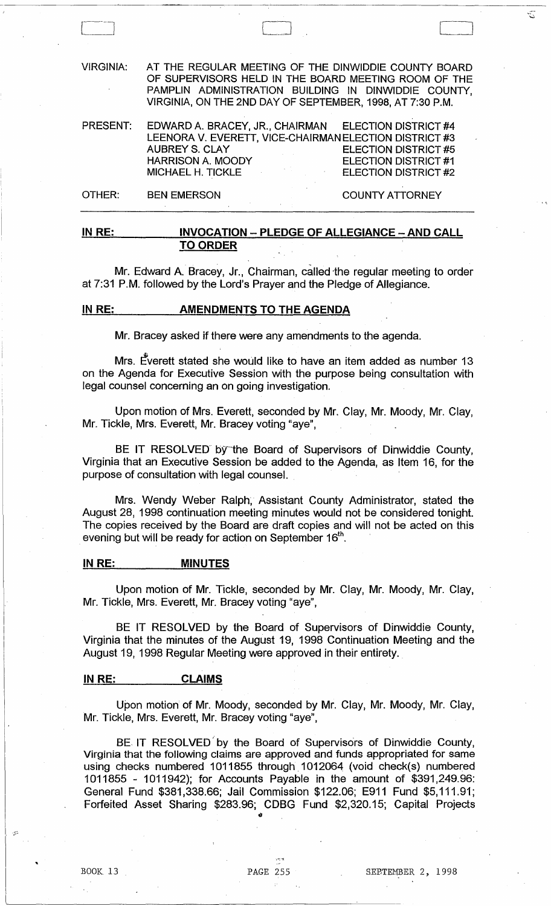VIRGINIA: AT THE REGULAR MEETING OF THE DINWIDDIE COUNTY BOARD OF SUPERVISORS HELD IN THE BOARD MEETING ROOM OF THE PAMPLIN ADMINISTRATION BUILDING IN DINWIDDIE COUNTY, VIRGINIA, ON THE 2ND DAY OF SEPTEMBER, 1998, AT 7:30 P.M.

| | | |
|---|---|---|
| PRESENT: | EDWARD A. BRACEY, JR., CHAIRMAN | ELECTION DISTRICT #4 |
| | LEENORA V. EVERETT, VICE-CHAIRMAN | ELECTION DISTRICT #3 |
| | AUBREY S. CLAY | ELECTION DISTRICT #5 |
| | HARRISON A. MOODY | ELECTION DISTRICT #1 |
| | MICHAEL H. TICKLE | ELECTION DISTRICT #2 |
| OTHER: | BEN EMERSON | COUNTY ATTORNEY |

**IN RE: INVOCATION – PLEDGE OF ALLEGIANCE – AND CALL TO ORDER**

Mr. Edward A. Bracey, Jr., Chairman, called the regular meeting to order at 7:31 P.M. followed by the Lord's Prayer and the Pledge of Allegiance.

**IN RE: AMENDMENTS TO THE AGENDA**

Mr. Bracey asked if there were any amendments to the agenda.

Mrs. Everett stated she would like to have an item added as number 13 on the Agenda for Executive Session with the purpose being consultation with legal counsel concerning an on going investigation.

Upon motion of Mrs. Everett, seconded by Mr. Clay, Mr. Moody, Mr. Clay, Mr. Tickle, Mrs. Everett, Mr. Bracey voting "aye",

BE IT RESOLVED by the Board of Supervisors of Dinwiddie County, Virginia that an Executive Session be added to the Agenda, as Item 16, for the purpose of consultation with legal counsel.

Mrs. Wendy Weber Ralph, Assistant County Administrator, stated the August 28, 1998 continuation meeting minutes would not be considered tonight. The copies received by the Board are draft copies and will not be acted on this evening but will be ready for action on September 16th.

**IN RE: MINUTES**

Upon motion of Mr. Tickle, seconded by Mr. Clay, Mr. Moody, Mr. Clay, Mr. Tickle, Mrs. Everett, Mr. Bracey voting "aye",

BE IT RESOLVED by the Board of Supervisors of Dinwiddie County, Virginia that the minutes of the August 19, 1998 Continuation Meeting and the August 19, 1998 Regular Meeting were approved in their entirety.

**IN RE: CLAIMS**

Upon motion of Mr. Moody, seconded by Mr. Clay, Mr. Moody, Mr. Clay, Mr. Tickle, Mrs. Everett, Mr. Bracey voting "aye",

BE IT RESOLVED by the Board of Supervisors of Dinwiddie County, Virginia that the following claims are approved and funds appropriated for same using checks numbered 1011855 through 1012064 (void check(s) numbered 1011855 - 1011942); for Accounts Payable in the amount of $391,249.96: General Fund $381,338.66; Jail Commission $122.06; E911 Fund $5,111.91; Forfeited Asset Sharing $283.96; CDBG Fund $2,320.15; Capital Projects

BOOK 13 PAGE 255 SEPTEMBER 2, 1998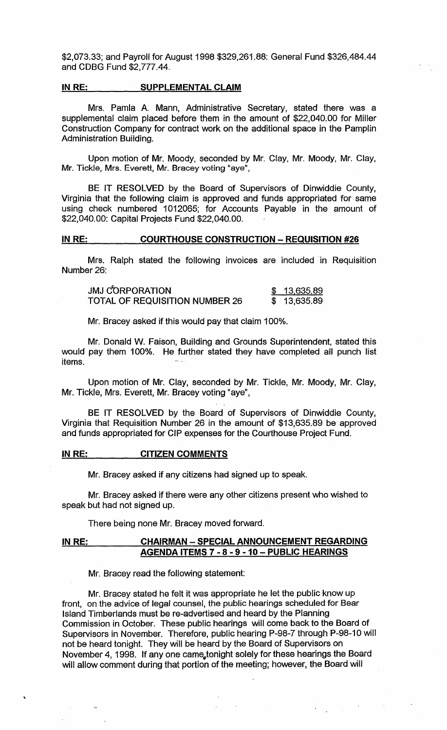$2,073.33; and Payroll for August 1998 $329,261.88: General Fund $326,484.44 and CDBG Fund $2,777.44.

**IN RE: SUPPLEMENTAL CLAIM**

Mrs. Pamla A. Mann, Administrative Secretary, stated there was a supplemental claim placed before them in the amount of $22,040.00 for Miller Construction Company for contract work on the additional space in the Pamplin Administration Building.

Upon motion of Mr. Moody, seconded by Mr. Clay, Mr. Moody, Mr. Clay, Mr. Tickle, Mrs. Everett, Mr. Bracey voting "aye",

BE IT RESOLVED by the Board of Supervisors of Dinwiddie County, Virginia that the following claim is approved and funds appropriated for same using check numbered 1012065; for Accounts Payable in the amount of $22,040.00: Capital Projects Fund $22,040.00.

**IN RE: COURTHOUSE CONSTRUCTION – REQUISITION #26**

Mrs. Ralph stated the following invoices are included in Requisition Number 26:

| | |
|---|---|
| JMJ CORPORATION | $ 13,635.89 |
| TOTAL OF REQUISITION NUMBER 26 | $ 13,635.89 |

Mr. Bracey asked if this would pay that claim 100%.

Mr. Donald W. Faison, Building and Grounds Superintendent, stated this would pay them 100%. He further stated they have completed all punch list items.

Upon motion of Mr. Clay, seconded by Mr. Tickle, Mr. Moody, Mr. Clay, Mr. Tickle, Mrs. Everett, Mr. Bracey voting "aye",

BE IT RESOLVED by the Board of Supervisors of Dinwiddie County, Virginia that Requisition Number 26 in the amount of $13,635.89 be approved and funds appropriated for CIP expenses for the Courthouse Project Fund.

**IN RE: CITIZEN COMMENTS**

Mr. Bracey asked if any citizens had signed up to speak.

Mr. Bracey asked if there were any other citizens present who wished to speak but had not signed up.

There being none Mr. Bracey moved forward.

**IN RE: CHAIRMAN – SPECIAL ANNOUNCEMENT REGARDING AGENDA ITEMS 7 - 8 - 9 - 10 – PUBLIC HEARINGS**

Mr. Bracey read the following statement:

Mr. Bracey stated he felt it was appropriate he let the public know up front, on the advice of legal counsel, the public hearings scheduled for Bear Island Timberlands must be re-advertised and heard by the Planning Commission in October. These public hearings will come back to the Board of Supervisors in November. Therefore, public hearing P-98-7 through P-98-10 will not be heard tonight. They will be heard by the Board of Supervisors on November 4, 1998. If any one came tonight solely for these hearings the Board will allow comment during that portion of the meeting; however, the Board will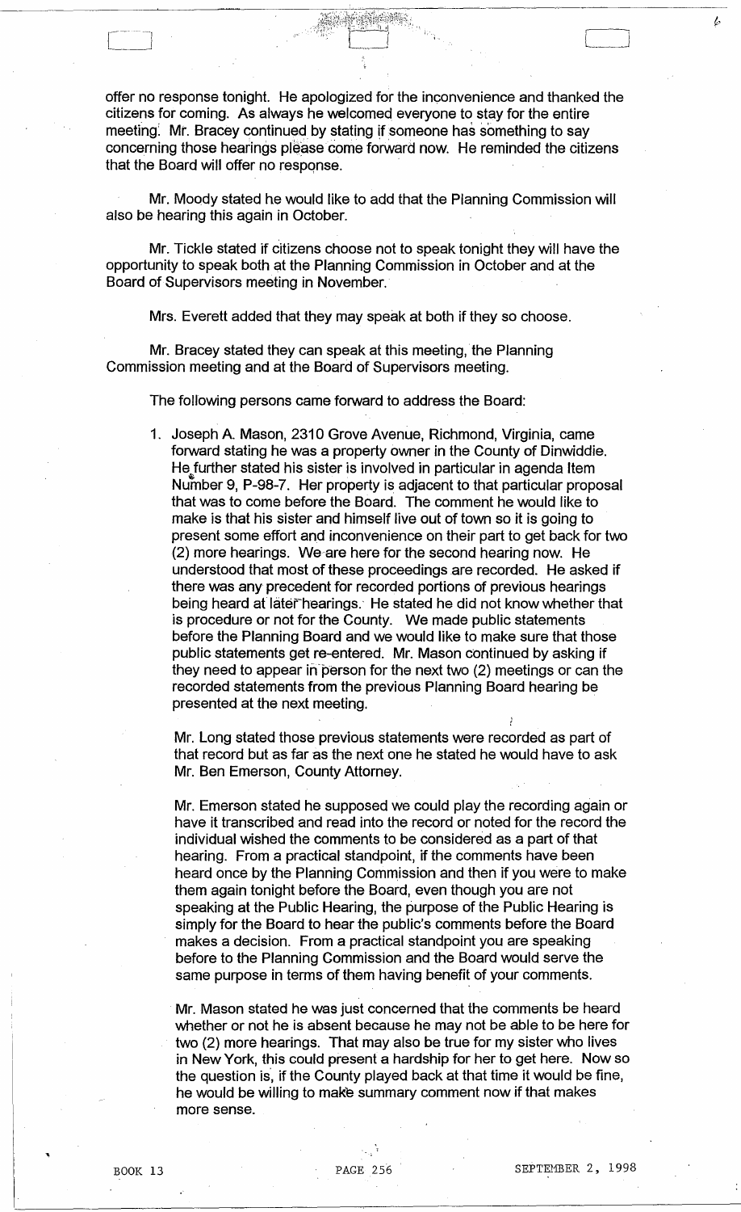offer no response tonight. He apologized for the inconvenience and thanked the citizens for coming. As always he welcomed everyone to stay for the entire meeting. Mr. Bracey continued by stating if someone has something to say concerning those hearings please come forward now. He reminded the citizens that the Board will offer no response.

Mr. Moody stated he would like to add that the Planning Commission will also be hearing this again in October.

Mr. Tickle stated if citizens choose not to speak tonight they will have the opportunity to speak both at the Planning Commission in October and at the Board of Supervisors meeting in November.

Mrs. Everett added that they may speak at both if they so choose.

Mr. Bracey stated they can speak at this meeting, the Planning Commission meeting and at the Board of Supervisors meeting.

The following persons came forward to address the Board:

1. Joseph A. Mason, 2310 Grove Avenue, Richmond, Virginia, came forward stating he was a property owner in the County of Dinwiddie. He further stated his sister is involved in particular in agenda Item Number 9, P-98-7. Her property is adjacent to that particular proposal that was to come before the Board. The comment he would like to make is that his sister and himself live out of town so it is going to present some effort and inconvenience on their part to get back for two (2) more hearings. We are here for the second hearing now. He understood that most of these proceedings are recorded. He asked if there was any precedent for recorded portions of previous hearings being heard at later hearings. He stated he did not know whether that is procedure or not for the County. We made public statements before the Planning Board and we would like to make sure that those public statements get re-entered. Mr. Mason continued by asking if they need to appear in person for the next two (2) meetings or can the recorded statements from the previous Planning Board hearing be presented at the next meeting.

   Mr. Long stated those previous statements were recorded as part of that record but as far as the next one he stated he would have to ask Mr. Ben Emerson, County Attorney.

   Mr. Emerson stated he supposed we could play the recording again or have it transcribed and read into the record or noted for the record the individual wished the comments to be considered as a part of that hearing. From a practical standpoint, if the comments have been heard once by the Planning Commission and then if you were to make them again tonight before the Board, even though you are not speaking at the Public Hearing, the purpose of the Public Hearing is simply for the Board to hear the public's comments before the Board makes a decision. From a practical standpoint you are speaking before to the Planning Commission and the Board would serve the same purpose in terms of them having benefit of your comments.

   Mr. Mason stated he was just concerned that the comments be heard whether or not he is absent because he may not be able to be here for two (2) more hearings. That may also be true for my sister who lives in New York, this could present a hardship for her to get here. Now so the question is, if the County played back at that time it would be fine, he would be willing to make summary comment now if that makes more sense.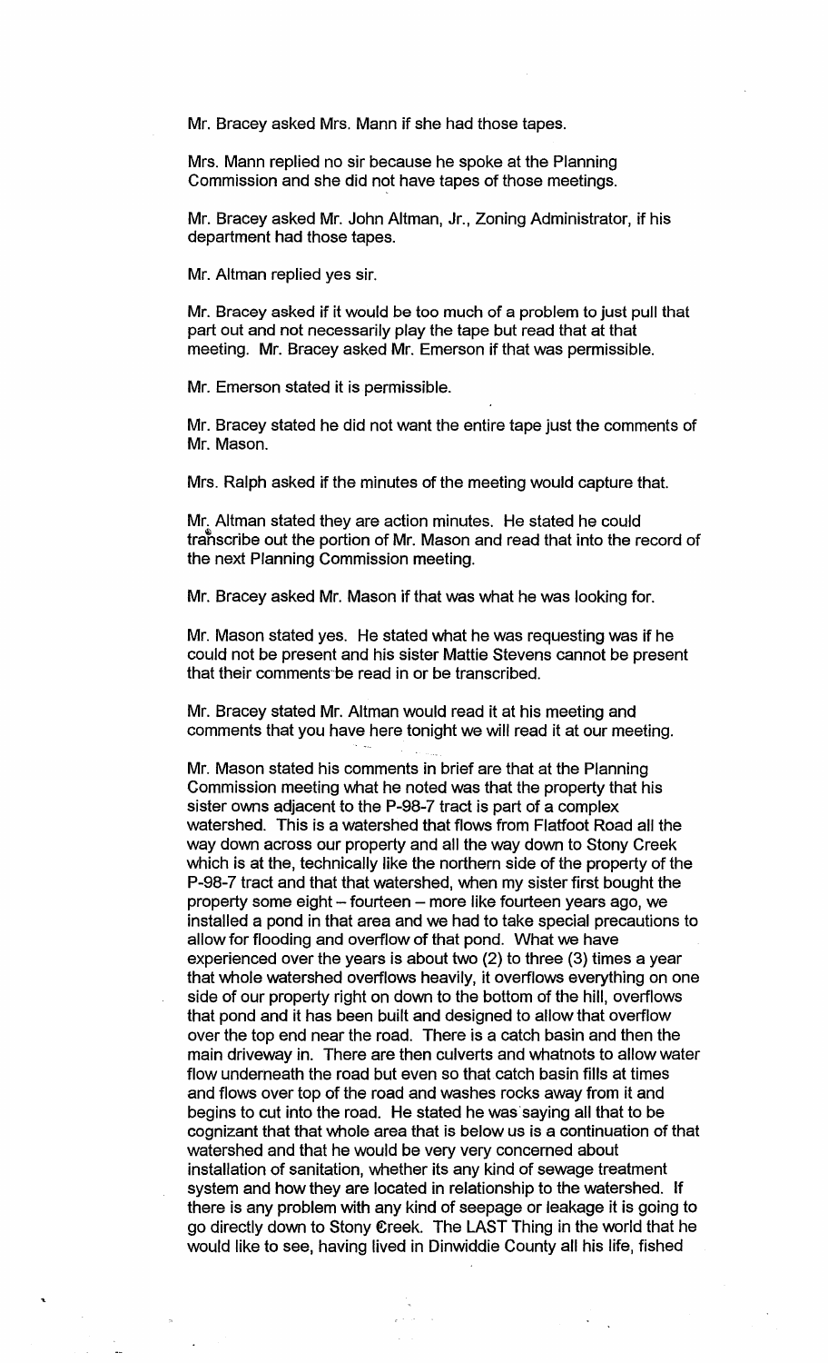Mr. Bracey asked Mrs. Mann if she had those tapes.

Mrs. Mann replied no sir because he spoke at the Planning Commission and she did not have tapes of those meetings.

Mr. Bracey asked Mr. John Altman, Jr., Zoning Administrator, if his department had those tapes.

Mr. Altman replied yes sir.

Mr. Bracey asked if it would be too much of a problem to just pull that part out and not necessarily play the tape but read that at that meeting. Mr. Bracey asked Mr. Emerson if that was permissible.

Mr. Emerson stated it is permissible.

Mr. Bracey stated he did not want the entire tape just the comments of Mr. Mason.

Mrs. Ralph asked if the minutes of the meeting would capture that.

Mr. Altman stated they are action minutes. He stated he could transcribe out the portion of Mr. Mason and read that into the record of the next Planning Commission meeting.

Mr. Bracey asked Mr. Mason if that was what he was looking for.

Mr. Mason stated yes. He stated what he was requesting was if he could not be present and his sister Mattie Stevens cannot be present that their comments be read in or be transcribed.

Mr. Bracey stated Mr. Altman would read it at his meeting and comments that you have here tonight we will read it at our meeting.

Mr. Mason stated his comments in brief are that at the Planning Commission meeting what he noted was that the property that his sister owns adjacent to the P-98-7 tract is part of a complex watershed. This is a watershed that flows from Flatfoot Road all the way down across our property and all the way down to Stony Creek which is at the, technically like the northern side of the property of the P-98-7 tract and that that watershed, when my sister first bought the property some eight – fourteen – more like fourteen years ago, we installed a pond in that area and we had to take special precautions to allow for flooding and overflow of that pond. What we have experienced over the years is about two (2) to three (3) times a year that whole watershed overflows heavily, it overflows everything on one side of our property right on down to the bottom of the hill, overflows that pond and it has been built and designed to allow that overflow over the top end near the road. There is a catch basin and then the main driveway in. There are then culverts and whatnots to allow water flow underneath the road but even so that catch basin fills at times and flows over top of the road and washes rocks away from it and begins to cut into the road. He stated he was saying all that to be cognizant that that whole area that is below us is a continuation of that watershed and that he would be very very concerned about installation of sanitation, whether its any kind of sewage treatment system and how they are located in relationship to the watershed. If there is any problem with any kind of seepage or leakage it is going to go directly down to Stony Creek. The LAST Thing in the world that he would like to see, having lived in Dinwiddie County all his life, fished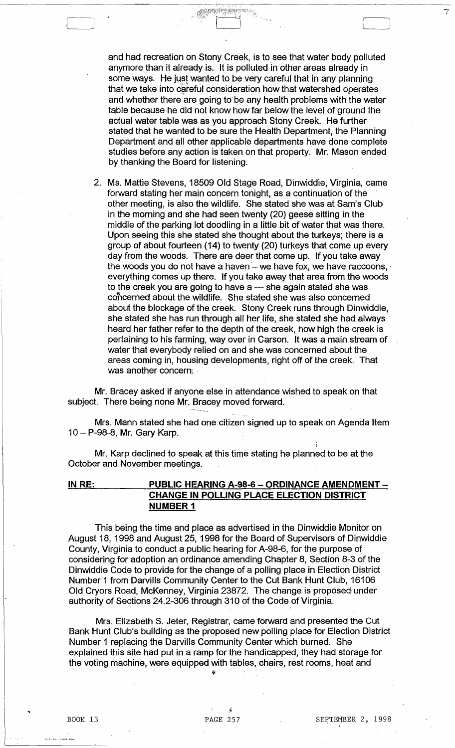and had recreation on Stony Creek, is to see that water body polluted anymore than it already is. It is polluted in other areas already in some ways. He just wanted to be very careful that in any planning that we take into careful consideration how that watershed operates and whether there are going to be any health problems with the water table because he did not know how far below the level of ground the actual water table was as you approach Stony Creek. He further stated that he wanted to be sure the Health Department, the Planning Department and all other applicable departments have done complete studies before any action is taken on that property. Mr. Mason ended by thanking the Board for listening.

2. Ms. Mattie Stevens, 18509 Old Stage Road, Dinwiddie, Virginia, came forward stating her main concern tonight, as a continuation of the other meeting, is also the wildlife. She stated she was at Sam's Club in the morning and she had seen twenty (20) geese sitting in the middle of the parking lot doodling in a little bit of water that was there. Upon seeing this she stated she thought about the turkeys; there is a group of about fourteen (14) to twenty (20) turkeys that come up every day from the woods. There are deer that come up. If you take away the woods you do not have a haven – we have fox, we have raccoons, everything comes up there. If you take away that area from the woods to the creek you are going to have a — she again stated she was concerned about the wildlife. She stated she was also concerned about the blockage of the creek. Stony Creek runs through Dinwiddie, she stated she has run through all her life, she stated she had always heard her father refer to the depth of the creek, how high the creek is pertaining to his farming, way over in Carson. It was a main stream of water that everybody relied on and she was concerned about the areas coming in, housing developments, right off of the creek. That was another concern.

Mr. Bracey asked if anyone else in attendance wished to speak on that subject. There being none Mr. Bracey moved forward.

Mrs. Mann stated she had one citizen signed up to speak on Agenda Item 10 – P-98-8, Mr. Gary Karp.

Mr. Karp declined to speak at this time stating he planned to be at the October and November meetings.

**IN RE: PUBLIC HEARING A-98-6 – ORDINANCE AMENDMENT – CHANGE IN POLLING PLACE ELECTION DISTRICT NUMBER 1**

This being the time and place as advertised in the Dinwiddie Monitor on August 18, 1998 and August 25, 1998 for the Board of Supervisors of Dinwiddie County, Virginia to conduct a public hearing for A-98-6, for the purpose of considering for adoption an ordinance amending Chapter 8, Section 8-3 of the Dinwiddie Code to provide for the change of a polling place in Election District Number 1 from Darvills Community Center to the Cut Bank Hunt Club, 16106 Old Cryors Road, McKenney, Virginia 23872. The change is proposed under authority of Sections 24.2-306 through 310 of the Code of Virginia.

Mrs. Elizabeth S. Jeter, Registrar, came forward and presented the Cut Bank Hunt Club's building as the proposed new polling place for Election District Number 1 replacing the Darvills Community Center which burned. She explained this site had put in a ramp for the handicapped, they had storage for the voting machine, were equipped with tables, chairs, rest rooms, heat and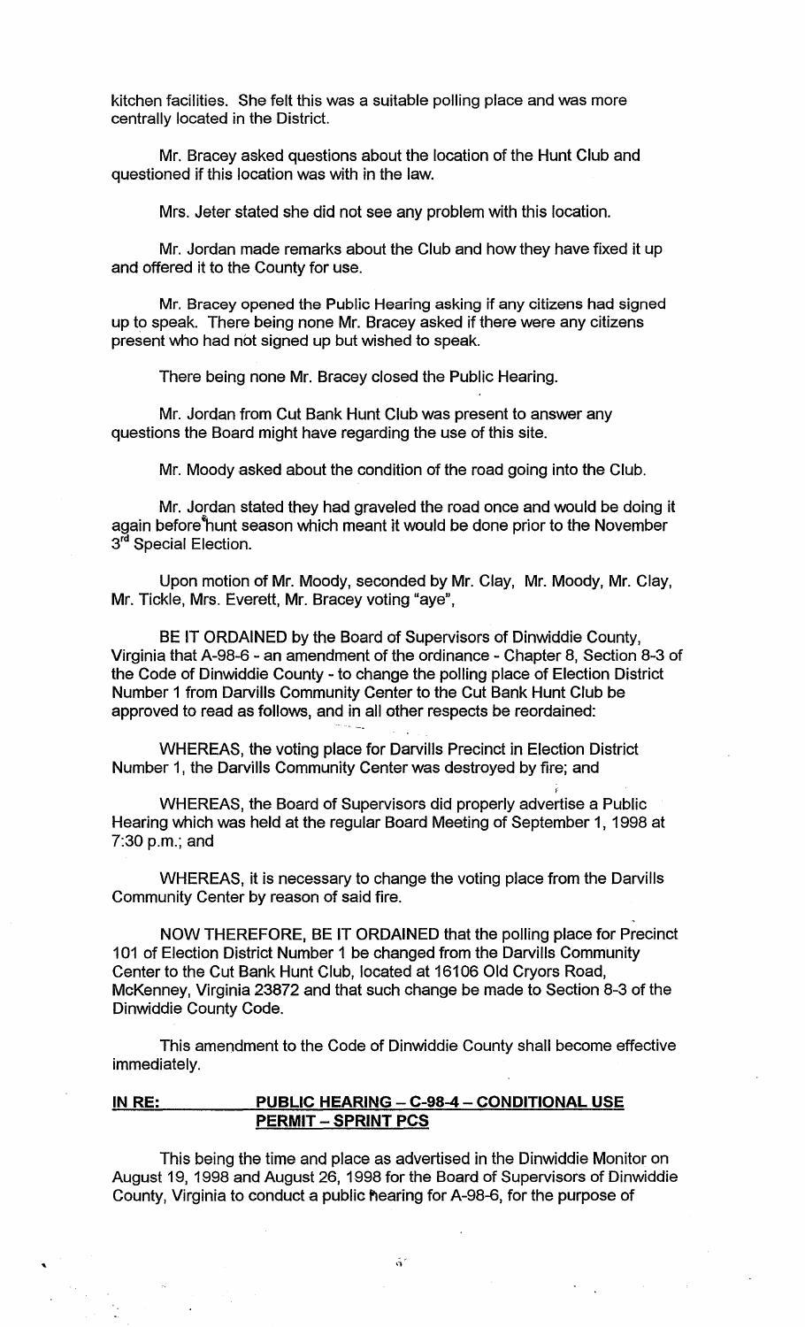kitchen facilities. She felt this was a suitable polling place and was more centrally located in the District.

Mr. Bracey asked questions about the location of the Hunt Club and questioned if this location was with in the law.

Mrs. Jeter stated she did not see any problem with this location.

Mr. Jordan made remarks about the Club and how they have fixed it up and offered it to the County for use.

Mr. Bracey opened the Public Hearing asking if any citizens had signed up to speak. There being none Mr. Bracey asked if there were any citizens present who had not signed up but wished to speak.

There being none Mr. Bracey closed the Public Hearing.

Mr. Jordan from Cut Bank Hunt Club was present to answer any questions the Board might have regarding the use of this site.

Mr. Moody asked about the condition of the road going into the Club.

Mr. Jordan stated they had graveled the road once and would be doing it again before hunt season which meant it would be done prior to the November 3rd Special Election.

Upon motion of Mr. Moody, seconded by Mr. Clay, Mr. Moody, Mr. Clay, Mr. Tickle, Mrs. Everett, Mr. Bracey voting "aye",

BE IT ORDAINED by the Board of Supervisors of Dinwiddie County, Virginia that A-98-6 - an amendment of the ordinance - Chapter 8, Section 8-3 of the Code of Dinwiddie County - to change the polling place of Election District Number 1 from Darvills Community Center to the Cut Bank Hunt Club be approved to read as follows, and in all other respects be reordained:

WHEREAS, the voting place for Darvills Precinct in Election District Number 1, the Darvills Community Center was destroyed by fire; and

WHEREAS, the Board of Supervisors did properly advertise a Public Hearing which was held at the regular Board Meeting of September 1, 1998 at 7:30 p.m.; and

WHEREAS, it is necessary to change the voting place from the Darvills Community Center by reason of said fire.

NOW THEREFORE, BE IT ORDAINED that the polling place for Precinct 101 of Election District Number 1 be changed from the Darvills Community Center to the Cut Bank Hunt Club, located at 16106 Old Cryors Road, McKenney, Virginia 23872 and that such change be made to Section 8-3 of the Dinwiddie County Code.

This amendment to the Code of Dinwiddie County shall become effective immediately.

**IN RE: PUBLIC HEARING – C-98-4 – CONDITIONAL USE PERMIT – SPRINT PCS**

This being the time and place as advertised in the Dinwiddie Monitor on August 19, 1998 and August 26, 1998 for the Board of Supervisors of Dinwiddie County, Virginia to conduct a public hearing for A-98-6, for the purpose of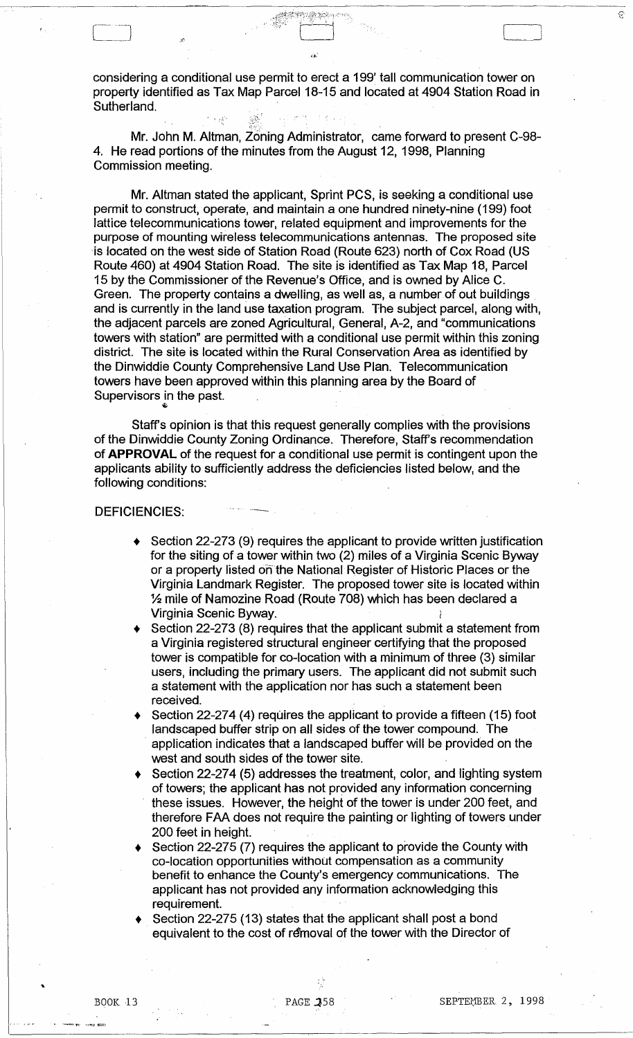considering a conditional use permit to erect a 199' tall communication tower on property identified as Tax Map Parcel 18-15 and located at 4904 Station Road in Sutherland.

Mr. John M. Altman, Zoning Administrator, came forward to present C-98-4. He read portions of the minutes from the August 12, 1998, Planning Commission meeting.

Mr. Altman stated the applicant, Sprint PCS, is seeking a conditional use permit to construct, operate, and maintain a one hundred ninety-nine (199) foot lattice telecommunications tower, related equipment and improvements for the purpose of mounting wireless telecommunications antennas. The proposed site is located on the west side of Station Road (Route 623) north of Cox Road (US Route 460) at 4904 Station Road. The site is identified as Tax Map 18, Parcel 15 by the Commissioner of the Revenue's Office, and is owned by Alice C. Green. The property contains a dwelling, as well as, a number of out buildings and is currently in the land use taxation program. The subject parcel, along with, the adjacent parcels are zoned Agricultural, General, A-2, and "communications towers with station" are permitted with a conditional use permit within this zoning district. The site is located within the Rural Conservation Area as identified by the Dinwiddie County Comprehensive Land Use Plan. Telecommunication towers have been approved within this planning area by the Board of Supervisors in the past.

Staff's opinion is that this request generally complies with the provisions of the Dinwiddie County Zoning Ordinance. Therefore, Staff's recommendation of **APPROVAL** of the request for a conditional use permit is contingent upon the applicants ability to sufficiently address the deficiencies listed below, and the following conditions:

DEFICIENCIES:

- Section 22-273 (9) requires the applicant to provide written justification for the siting of a tower within two (2) miles of a Virginia Scenic Byway or a property listed on the National Register of Historic Places or the Virginia Landmark Register. The proposed tower site is located within ½ mile of Namozine Road (Route 708) which has been declared a Virginia Scenic Byway.
- Section 22-273 (8) requires that the applicant submit a statement from a Virginia registered structural engineer certifying that the proposed tower is compatible for co-location with a minimum of three (3) similar users, including the primary users. The applicant did not submit such a statement with the application nor has such a statement been received.
- Section 22-274 (4) requires the applicant to provide a fifteen (15) foot landscaped buffer strip on all sides of the tower compound. The application indicates that a landscaped buffer will be provided on the west and south sides of the tower site.
- Section 22-274 (5) addresses the treatment, color, and lighting system of towers; the applicant has not provided any information concerning these issues. However, the height of the tower is under 200 feet, and therefore FAA does not require the painting or lighting of towers under 200 feet in height.
- Section 22-275 (7) requires the applicant to provide the County with co-location opportunities without compensation as a community benefit to enhance the County's emergency communications. The applicant has not provided any information acknowledging this requirement.
- Section 22-275 (13) states that the applicant shall post a bond equivalent to the cost of removal of the tower with the Director of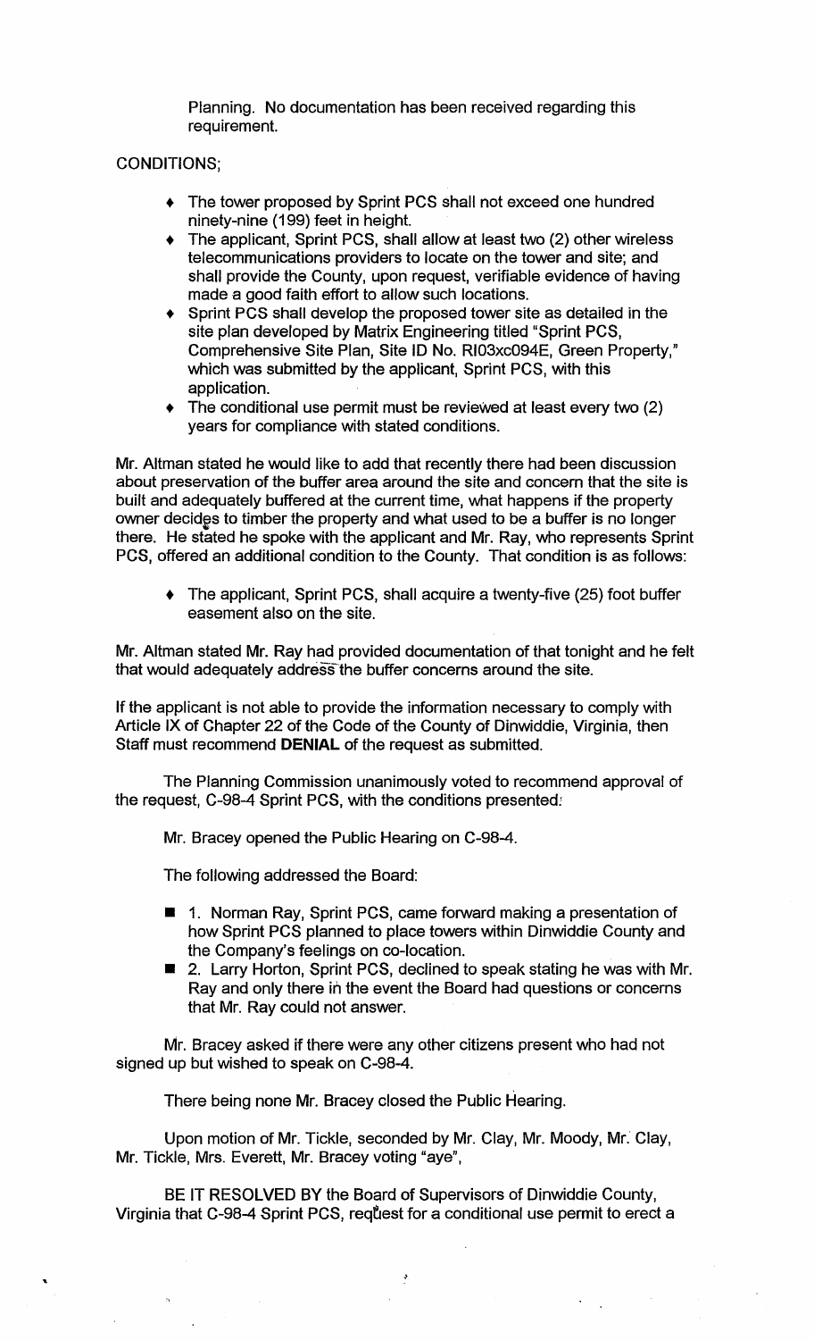Planning. No documentation has been received regarding this requirement.

CONDITIONS;

- The tower proposed by Sprint PCS shall not exceed one hundred ninety-nine (199) feet in height.
- The applicant, Sprint PCS, shall allow at least two (2) other wireless telecommunications providers to locate on the tower and site; and shall provide the County, upon request, verifiable evidence of having made a good faith effort to allow such locations.
- Sprint PCS shall develop the proposed tower site as detailed in the site plan developed by Matrix Engineering titled "Sprint PCS, Comprehensive Site Plan, Site ID No. RI03xc094E, Green Property," which was submitted by the applicant, Sprint PCS, with this application.
- The conditional use permit must be reviewed at least every two (2) years for compliance with stated conditions.

Mr. Altman stated he would like to add that recently there had been discussion about preservation of the buffer area around the site and concern that the site is built and adequately buffered at the current time, what happens if the property owner decides to timber the property and what used to be a buffer is no longer there. He stated he spoke with the applicant and Mr. Ray, who represents Sprint PCS, offered an additional condition to the County. That condition is as follows:

- The applicant, Sprint PCS, shall acquire a twenty-five (25) foot buffer easement also on the site.

Mr. Altman stated Mr. Ray had provided documentation of that tonight and he felt that would adequately address the buffer concerns around the site.

If the applicant is not able to provide the information necessary to comply with Article IX of Chapter 22 of the Code of the County of Dinwiddie, Virginia, then Staff must recommend **DENIAL** of the request as submitted.

The Planning Commission unanimously voted to recommend approval of the request, C-98-4 Sprint PCS, with the conditions presented.

Mr. Bracey opened the Public Hearing on C-98-4.

The following addressed the Board:

- 1. Norman Ray, Sprint PCS, came forward making a presentation of how Sprint PCS planned to place towers within Dinwiddie County and the Company's feelings on co-location.
- 2. Larry Horton, Sprint PCS, declined to speak stating he was with Mr. Ray and only there in the event the Board had questions or concerns that Mr. Ray could not answer.

Mr. Bracey asked if there were any other citizens present who had not signed up but wished to speak on C-98-4.

There being none Mr. Bracey closed the Public Hearing.

Upon motion of Mr. Tickle, seconded by Mr. Clay, Mr. Moody, Mr. Clay, Mr. Tickle, Mrs. Everett, Mr. Bracey voting "aye",

BE IT RESOLVED BY the Board of Supervisors of Dinwiddie County, Virginia that C-98-4 Sprint PCS, request for a conditional use permit to erect a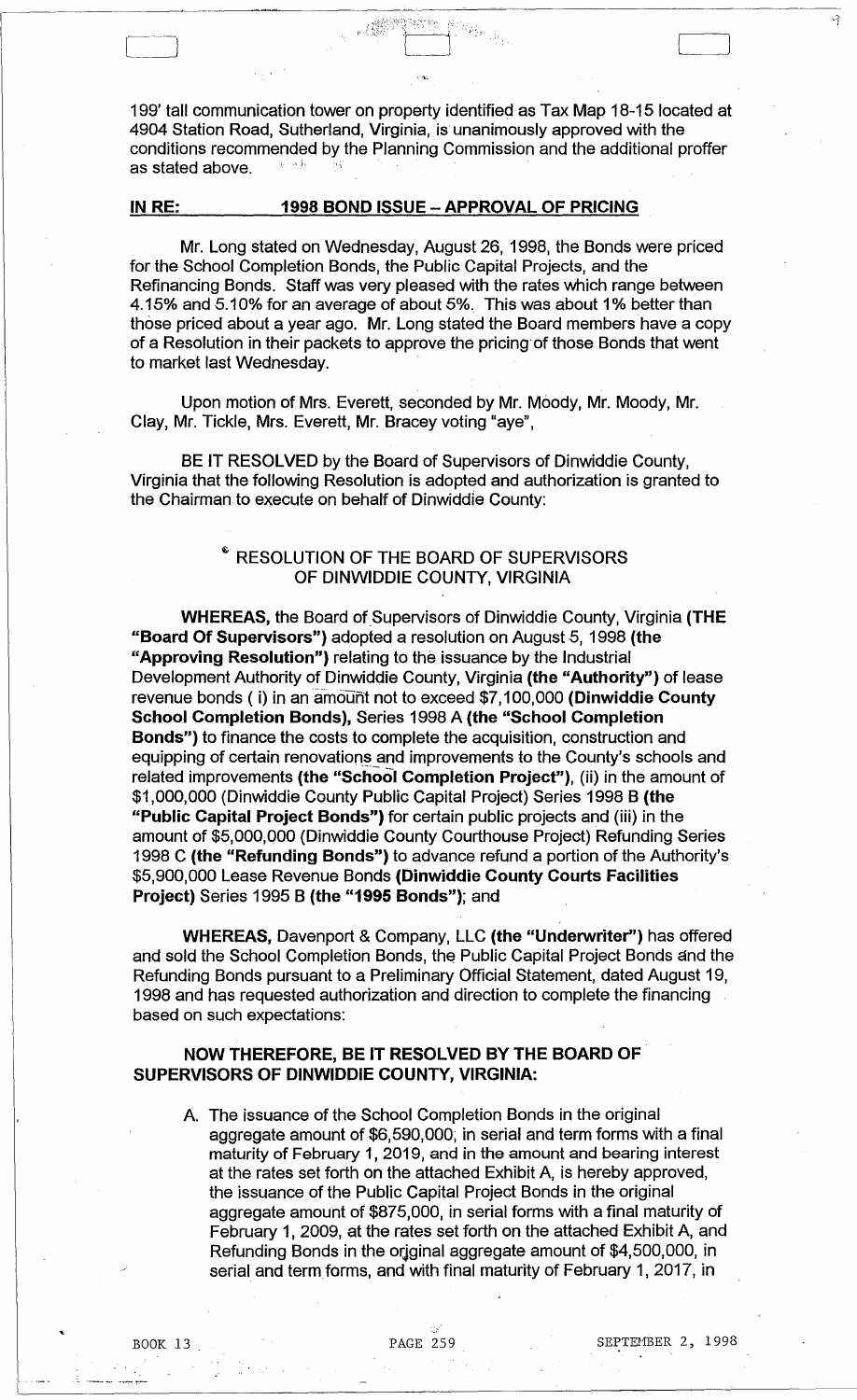199' tall communication tower on property identified as Tax Map 18-15 located at 4904 Station Road, Sutherland, Virginia, is unanimously approved with the conditions recommended by the Planning Commission and the additional proffer as stated above.

**IN RE: 1998 BOND ISSUE – APPROVAL OF PRICING**

Mr. Long stated on Wednesday, August 26, 1998, the Bonds were priced for the School Completion Bonds, the Public Capital Projects, and the Refinancing Bonds. Staff was very pleased with the rates which range between 4.15% and 5.10% for an average of about 5%. This was about 1% better than those priced about a year ago. Mr. Long stated the Board members have a copy of a Resolution in their packets to approve the pricing of those Bonds that went to market last Wednesday.

Upon motion of Mrs. Everett, seconded by Mr. Moody, Mr. Moody, Mr. Clay, Mr. Tickle, Mrs. Everett, Mr. Bracey voting "aye",

BE IT RESOLVED by the Board of Supervisors of Dinwiddie County, Virginia that the following Resolution is adopted and authorization is granted to the Chairman to execute on behalf of Dinwiddie County:

RESOLUTION OF THE BOARD OF SUPERVISORS
OF DINWIDDIE COUNTY, VIRGINIA

**WHEREAS,** the Board of Supervisors of Dinwiddie County, Virginia **(THE "Board Of Supervisors")** adopted a resolution on August 5, 1998 **(the "Approving Resolution")** relating to the issuance by the Industrial Development Authority of Dinwiddie County, Virginia **(the "Authority")** of lease revenue bonds ( i) in an amount not to exceed $7,100,000 **(Dinwiddie County School Completion Bonds),** Series 1998 A **(the "School Completion Bonds")** to finance the costs to complete the acquisition, construction and equipping of certain renovations and improvements to the County's schools and related improvements **(the "School Completion Project")**, (ii) in the amount of $1,000,000 (Dinwiddie County Public Capital Project) Series 1998 B **(the "Public Capital Project Bonds")** for certain public projects and (iii) in the amount of $5,000,000 (Dinwiddie County Courthouse Project) Refunding Series 1998 C **(the "Refunding Bonds")** to advance refund a portion of the Authority's $5,900,000 Lease Revenue Bonds **(Dinwiddie County Courts Facilities Project)** Series 1995 B **(the "1995 Bonds")**; and

**WHEREAS,** Davenport & Company, LLC **(the "Underwriter")** has offered and sold the School Completion Bonds, the Public Capital Project Bonds and the Refunding Bonds pursuant to a Preliminary Official Statement, dated August 19, 1998 and has requested authorization and direction to complete the financing based on such expectations:

**NOW THEREFORE, BE IT RESOLVED BY THE BOARD OF SUPERVISORS OF DINWIDDIE COUNTY, VIRGINIA:**

A. The issuance of the School Completion Bonds in the original aggregate amount of $6,590,000, in serial and term forms with a final maturity of February 1, 2019, and in the amount and bearing interest at the rates set forth on the attached Exhibit A, is hereby approved, the issuance of the Public Capital Project Bonds in the original aggregate amount of $875,000, in serial forms with a final maturity of February 1, 2009, at the rates set forth on the attached Exhibit A, and Refunding Bonds in the original aggregate amount of $4,500,000, in serial and term forms, and with final maturity of February 1, 2017, in

BOOK 13 PAGE 259 SEPTEMBER 2, 1998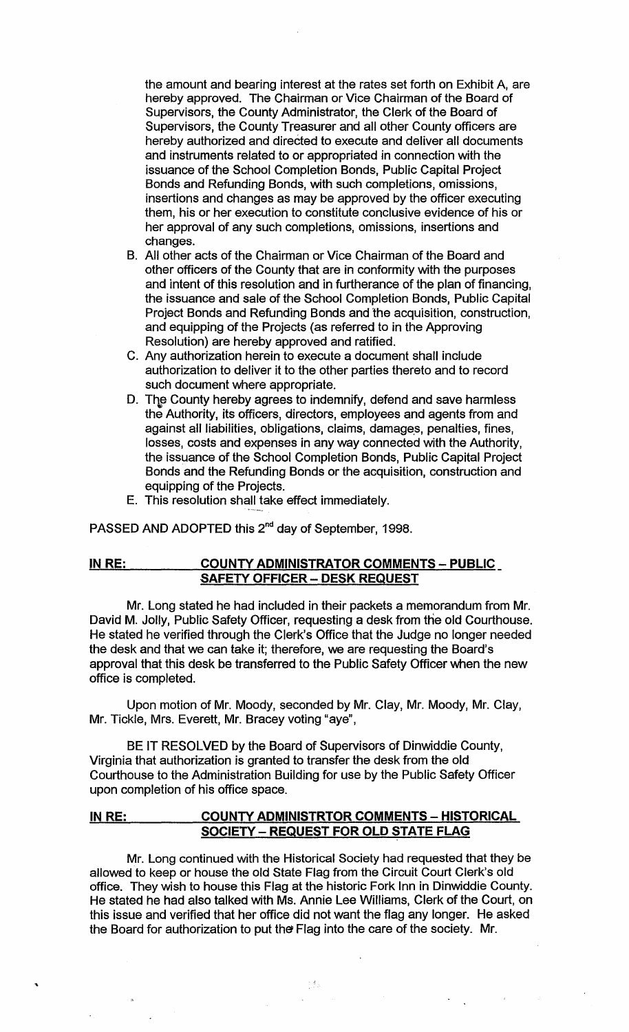the amount and bearing interest at the rates set forth on Exhibit A, are hereby approved. The Chairman or Vice Chairman of the Board of Supervisors, the County Administrator, the Clerk of the Board of Supervisors, the County Treasurer and all other County officers are hereby authorized and directed to execute and deliver all documents and instruments related to or appropriated in connection with the issuance of the School Completion Bonds, Public Capital Project Bonds and Refunding Bonds, with such completions, omissions, insertions and changes as may be approved by the officer executing them, his or her execution to constitute conclusive evidence of his or her approval of any such completions, omissions, insertions and changes.

B. All other acts of the Chairman or Vice Chairman of the Board and other officers of the County that are in conformity with the purposes and intent of this resolution and in furtherance of the plan of financing, the issuance and sale of the School Completion Bonds, Public Capital Project Bonds and Refunding Bonds and the acquisition, construction, and equipping of the Projects (as referred to in the Approving Resolution) are hereby approved and ratified.

C. Any authorization herein to execute a document shall include authorization to deliver it to the other parties thereto and to record such document where appropriate.

D. The County hereby agrees to indemnify, defend and save harmless the Authority, its officers, directors, employees and agents from and against all liabilities, obligations, claims, damages, penalties, fines, losses, costs and expenses in any way connected with the Authority, the issuance of the School Completion Bonds, Public Capital Project Bonds and the Refunding Bonds or the acquisition, construction and equipping of the Projects.

E. This resolution shall take effect immediately.

PASSED AND ADOPTED this 2nd day of September, 1998.

**IN RE: COUNTY ADMINISTRATOR COMMENTS – PUBLIC SAFETY OFFICER – DESK REQUEST**

Mr. Long stated he had included in their packets a memorandum from Mr. David M. Jolly, Public Safety Officer, requesting a desk from the old Courthouse. He stated he verified through the Clerk's Office that the Judge no longer needed the desk and that we can take it; therefore, we are requesting the Board's approval that this desk be transferred to the Public Safety Officer when the new office is completed.

Upon motion of Mr. Moody, seconded by Mr. Clay, Mr. Moody, Mr. Clay, Mr. Tickle, Mrs. Everett, Mr. Bracey voting "aye",

BE IT RESOLVED by the Board of Supervisors of Dinwiddie County, Virginia that authorization is granted to transfer the desk from the old Courthouse to the Administration Building for use by the Public Safety Officer upon completion of his office space.

**IN RE: COUNTY ADMINISTRTOR COMMENTS – HISTORICAL SOCIETY – REQUEST FOR OLD STATE FLAG**

Mr. Long continued with the Historical Society had requested that they be allowed to keep or house the old State Flag from the Circuit Court Clerk's old office. They wish to house this Flag at the historic Fork Inn in Dinwiddie County. He stated he had also talked with Ms. Annie Lee Williams, Clerk of the Court, on this issue and verified that her office did not want the flag any longer. He asked the Board for authorization to put the Flag into the care of the society. Mr.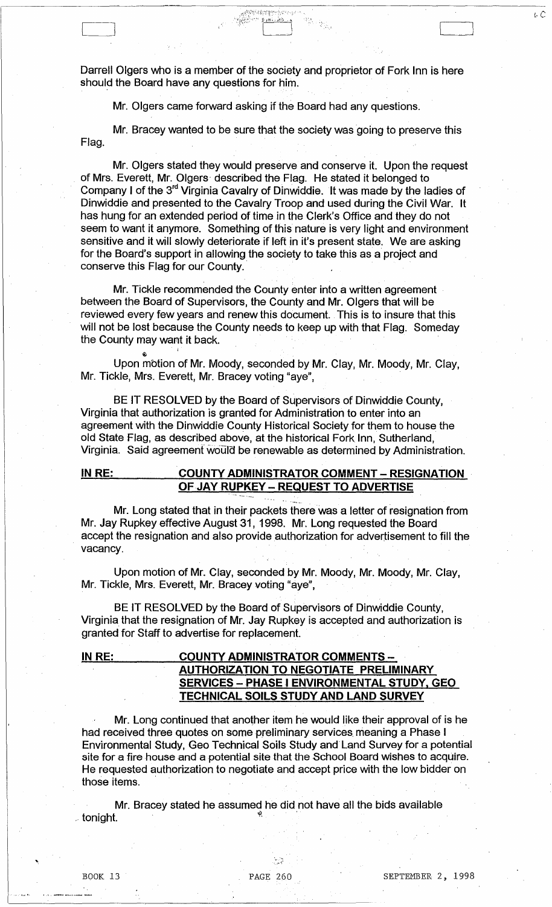Darrell Olgers who is a member of the society and proprietor of Fork Inn is here should the Board have any questions for him.

Mr. Olgers came forward asking if the Board had any questions.

Mr. Bracey wanted to be sure that the society was going to preserve this Flag.

Mr. Olgers stated they would preserve and conserve it. Upon the request of Mrs. Everett, Mr. Olgers described the Flag. He stated it belonged to Company I of the 3rd Virginia Cavalry of Dinwiddie. It was made by the ladies of Dinwiddie and presented to the Cavalry Troop and used during the Civil War. It has hung for an extended period of time in the Clerk's Office and they do not seem to want it anymore. Something of this nature is very light and environment sensitive and it will slowly deteriorate if left in it's present state. We are asking for the Board's support in allowing the society to take this as a project and conserve this Flag for our County.

Mr. Tickle recommended the County enter into a written agreement between the Board of Supervisors, the County and Mr. Olgers that will be reviewed every few years and renew this document. This is to insure that this will not be lost because the County needs to keep up with that Flag. Someday the County may want it back.

Upon motion of Mr. Moody, seconded by Mr. Clay, Mr. Moody, Mr. Clay, Mr. Tickle, Mrs. Everett, Mr. Bracey voting "aye",

BE IT RESOLVED by the Board of Supervisors of Dinwiddie County, Virginia that authorization is granted for Administration to enter into an agreement with the Dinwiddie County Historical Society for them to house the old State Flag, as described above, at the historical Fork Inn, Sutherland, Virginia. Said agreement would be renewable as determined by Administration.

**IN RE: COUNTY ADMINISTRATOR COMMENT – RESIGNATION OF JAY RUPKEY – REQUEST TO ADVERTISE**

Mr. Long stated that in their packets there was a letter of resignation from Mr. Jay Rupkey effective August 31, 1998. Mr. Long requested the Board accept the resignation and also provide authorization for advertisement to fill the vacancy.

Upon motion of Mr. Clay, seconded by Mr. Moody, Mr. Moody, Mr. Clay, Mr. Tickle, Mrs. Everett, Mr. Bracey voting "aye",

BE IT RESOLVED by the Board of Supervisors of Dinwiddie County, Virginia that the resignation of Mr. Jay Rupkey is accepted and authorization is granted for Staff to advertise for replacement.

**IN RE: COUNTY ADMINISTRATOR COMMENTS – AUTHORIZATION TO NEGOTIATE PRELIMINARY SERVICES – PHASE I ENVIRONMENTAL STUDY, GEO TECHNICAL SOILS STUDY AND LAND SURVEY**

Mr. Long continued that another item he would like their approval of is he had received three quotes on some preliminary services meaning a Phase I Environmental Study, Geo Technical Soils Study and Land Survey for a potential site for a fire house and a potential site that the School Board wishes to acquire. He requested authorization to negotiate and accept price with the low bidder on those items.

Mr. Bracey stated he assumed he did not have all the bids available tonight.

BOOK 13 PAGE 260 SEPTEMBER 2, 1998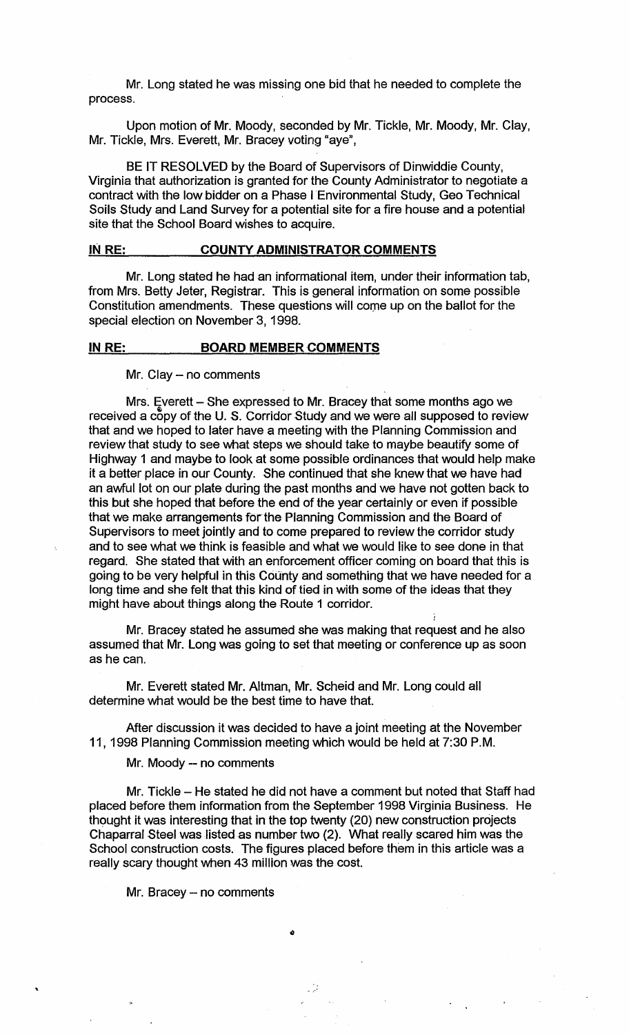Mr. Long stated he was missing one bid that he needed to complete the process.

Upon motion of Mr. Moody, seconded by Mr. Tickle, Mr. Moody, Mr. Clay, Mr. Tickle, Mrs. Everett, Mr. Bracey voting "aye",

BE IT RESOLVED by the Board of Supervisors of Dinwiddie County, Virginia that authorization is granted for the County Administrator to negotiate a contract with the low bidder on a Phase I Environmental Study, Geo Technical Soils Study and Land Survey for a potential site for a fire house and a potential site that the School Board wishes to acquire.

**IN RE: COUNTY ADMINISTRATOR COMMENTS**

Mr. Long stated he had an informational item, under their information tab, from Mrs. Betty Jeter, Registrar. This is general information on some possible Constitution amendments. These questions will come up on the ballot for the special election on November 3, 1998.

**IN RE: BOARD MEMBER COMMENTS**

Mr. Clay – no comments

Mrs. Everett – She expressed to Mr. Bracey that some months ago we received a copy of the U. S. Corridor Study and we were all supposed to review that and we hoped to later have a meeting with the Planning Commission and review that study to see what steps we should take to maybe beautify some of Highway 1 and maybe to look at some possible ordinances that would help make it a better place in our County. She continued that she knew that we have had an awful lot on our plate during the past months and we have not gotten back to this but she hoped that before the end of the year certainly or even if possible that we make arrangements for the Planning Commission and the Board of Supervisors to meet jointly and to come prepared to review the corridor study and to see what we think is feasible and what we would like to see done in that regard. She stated that with an enforcement officer coming on board that this is going to be very helpful in this County and something that we have needed for a long time and she felt that this kind of tied in with some of the ideas that they might have about things along the Route 1 corridor.

Mr. Bracey stated he assumed she was making that request and he also assumed that Mr. Long was going to set that meeting or conference up as soon as he can.

Mr. Everett stated Mr. Altman, Mr. Scheid and Mr. Long could all determine what would be the best time to have that.

After discussion it was decided to have a joint meeting at the November 11, 1998 Planning Commission meeting which would be held at 7:30 P.M.

Mr. Moody -- no comments

Mr. Tickle – He stated he did not have a comment but noted that Staff had placed before them information from the September 1998 Virginia Business. He thought it was interesting that in the top twenty (20) new construction projects Chaparral Steel was listed as number two (2). What really scared him was the School construction costs. The figures placed before them in this article was a really scary thought when 43 million was the cost.

Mr. Bracey – no comments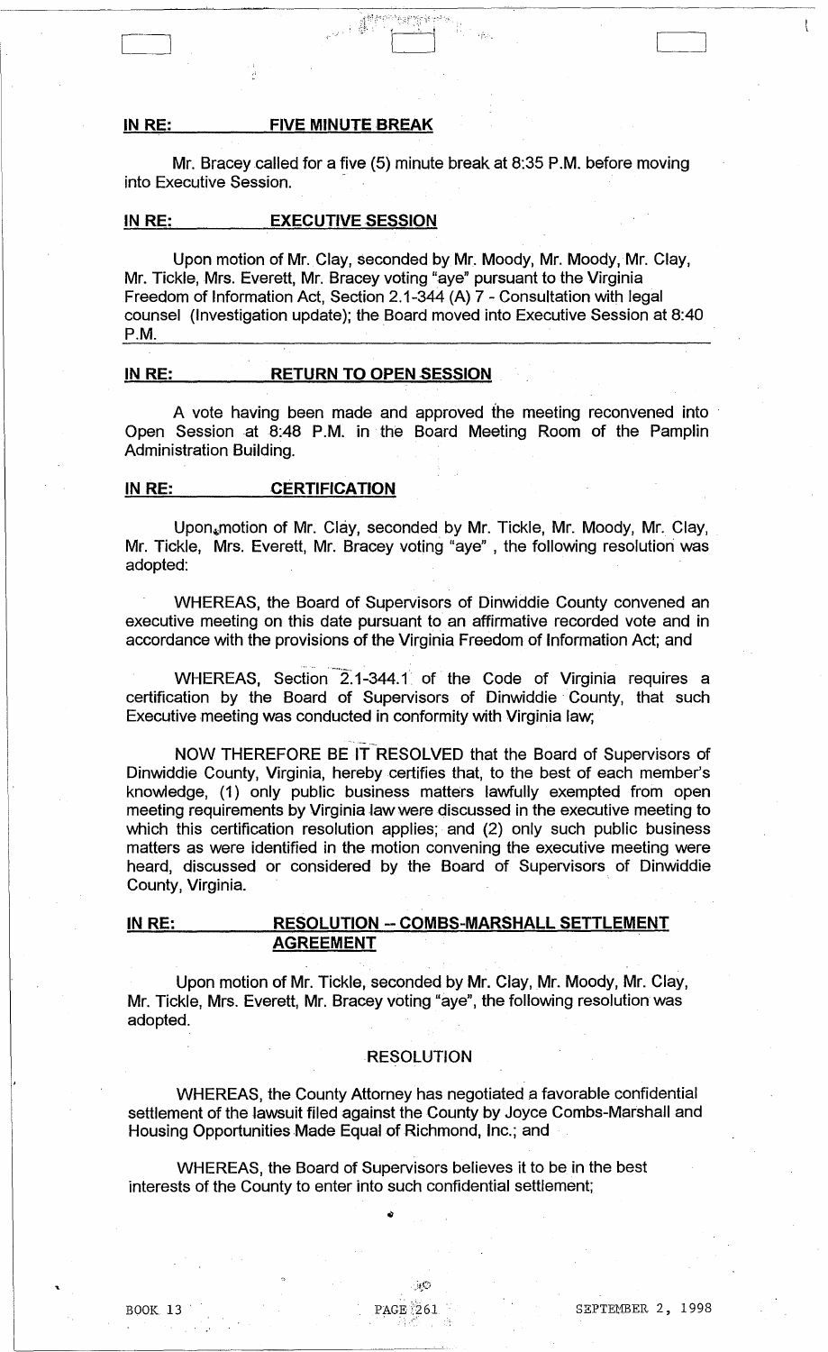**IN RE: FIVE MINUTE BREAK**

Mr. Bracey called for a five (5) minute break at 8:35 P.M. before moving into Executive Session.

**IN RE: EXECUTIVE SESSION**

Upon motion of Mr. Clay, seconded by Mr. Moody, Mr. Moody, Mr. Clay, Mr. Tickle, Mrs. Everett, Mr. Bracey voting "aye" pursuant to the Virginia Freedom of Information Act, Section 2.1-344 (A) 7 - Consultation with legal counsel (Investigation update); the Board moved into Executive Session at 8:40 P.M.

**IN RE: RETURN TO OPEN SESSION**

A vote having been made and approved the meeting reconvened into Open Session at 8:48 P.M. in the Board Meeting Room of the Pamplin Administration Building.

**IN RE: CERTIFICATION**

Upon motion of Mr. Clay, seconded by Mr. Tickle, Mr. Moody, Mr. Clay, Mr. Tickle, Mrs. Everett, Mr. Bracey voting "aye" , the following resolution was adopted:

WHEREAS, the Board of Supervisors of Dinwiddie County convened an executive meeting on this date pursuant to an affirmative recorded vote and in accordance with the provisions of the Virginia Freedom of Information Act; and

WHEREAS, Section 2.1-344.1 of the Code of Virginia requires a certification by the Board of Supervisors of Dinwiddie County, that such Executive meeting was conducted in conformity with Virginia law;

NOW THEREFORE BE IT RESOLVED that the Board of Supervisors of Dinwiddie County, Virginia, hereby certifies that, to the best of each member's knowledge, (1) only public business matters lawfully exempted from open meeting requirements by Virginia law were discussed in the executive meeting to which this certification resolution applies; and (2) only such public business matters as were identified in the motion convening the executive meeting were heard, discussed or considered by the Board of Supervisors of Dinwiddie County, Virginia.

**IN RE: RESOLUTION -- COMBS-MARSHALL SETTLEMENT AGREEMENT**

Upon motion of Mr. Tickle, seconded by Mr. Clay, Mr. Moody, Mr. Clay, Mr. Tickle, Mrs. Everett, Mr. Bracey voting "aye", the following resolution was adopted.

RESOLUTION

WHEREAS, the County Attorney has negotiated a favorable confidential settlement of the lawsuit filed against the County by Joyce Combs-Marshall and Housing Opportunities Made Equal of Richmond, Inc.; and

WHEREAS, the Board of Supervisors believes it to be in the best interests of the County to enter into such confidential settlement;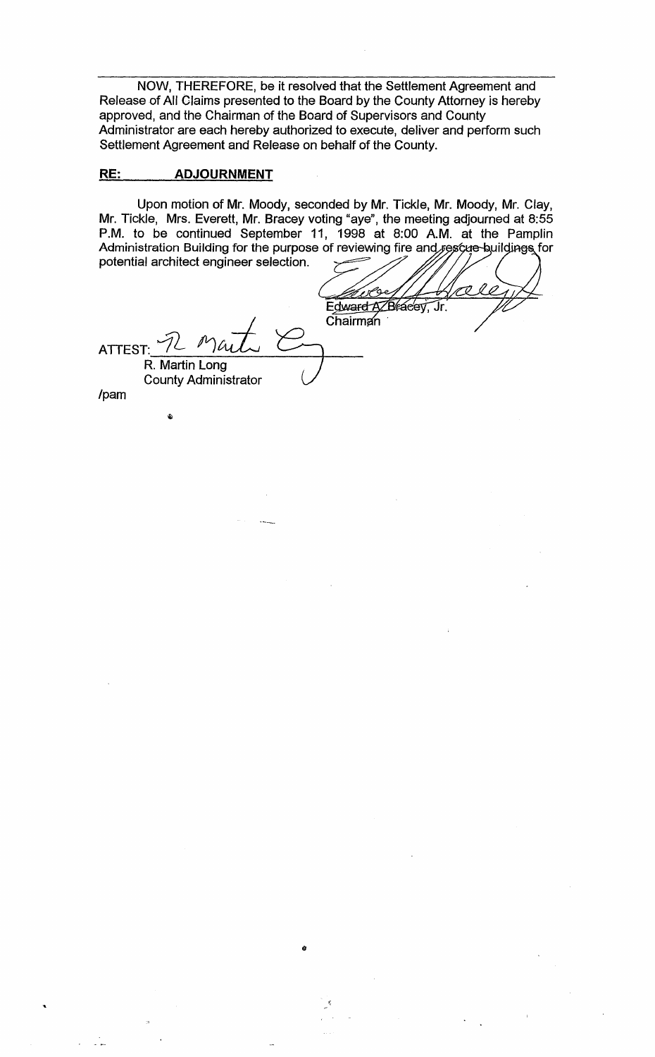NOW, THEREFORE, be it resolved that the Settlement Agreement and Release of All Claims presented to the Board by the County Attorney is hereby approved, and the Chairman of the Board of Supervisors and County Administrator are each hereby authorized to execute, deliver and perform such Settlement Agreement and Release on behalf of the County.

**RE: ADJOURNMENT**

Upon motion of Mr. Moody, seconded by Mr. Tickle, Mr. Moody, Mr. Clay, Mr. Tickle, Mrs. Everett, Mr. Bracey voting "aye", the meeting adjourned at 8:55 P.M. to be continued September 11, 1998 at 8:00 A.M. at the Pamplin Administration Building for the purpose of reviewing fire and rescue buildings for potential architect engineer selection.

Edward A. Bracey, Jr.
Chairman

ATTEST:

R. Martin Long
County Administrator

/pam